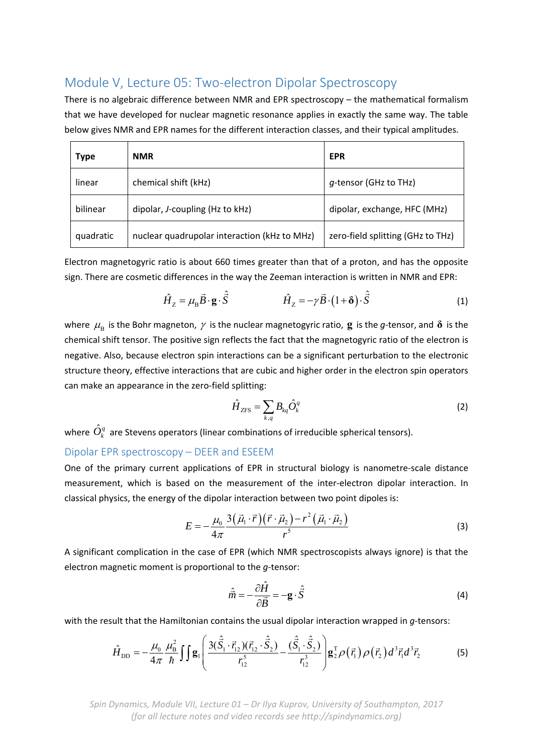## Module V, Lecture 05: Two-electron Dipolar Spectroscopy

There is no algebraic difference between NMR and EPR spectroscopy – the mathematical formalism that we have developed for nuclear magnetic resonance applies in exactly the same way. The table below gives NMR and EPR names for the different interaction classes, and their typical amplitudes.

| Type | NMR | EPR |
|---|---|---|
| linear | chemical shift (kHz) | *g*-tensor (GHz to THz) |
| bilinear | dipolar, *J*-coupling (Hz to kHz) | dipolar, exchange, HFC (MHz) |
| quadratic | nuclear quadrupolar interaction (kHz to MHz) | zero-field splitting (GHz to THz) |

Electron magnetogyric ratio is about 660 times greater than that of a proton, and has the opposite sign. There are cosmetic differences in the way the Zeeman interaction is written in NMR and EPR:

$$\hat{H}_{\mathrm{Z}} = \mu_{\mathrm{B}} \vec{B} \cdot \mathbf{g} \cdot \hat{\vec{S}} \qquad\qquad \hat{H}_{\mathrm{Z}} = -\gamma \vec{B} \cdot \left(1 + \boldsymbol{\delta}\right) \cdot \hat{\vec{S}} \tag{1}$$

where $\mu_{\mathrm{B}}$ is the Bohr magneton, $\gamma$ is the nuclear magnetogyric ratio, $\mathbf{g}$ is the *g*-tensor, and $\boldsymbol{\delta}$ is the chemical shift tensor. The positive sign reflects the fact that the magnetogyric ratio of the electron is negative. Also, because electron spin interactions can be a significant perturbation to the electronic structure theory, effective interactions that are cubic and higher order in the electron spin operators can make an appearance in the zero-field splitting:

$$\hat{H}_{\mathrm{ZFS}} = \sum_{k,q} B_{kq} \hat{O}_k^q \tag{2}$$

where $\hat{O}_k^q$ are Stevens operators (linear combinations of irreducible spherical tensors).

### Dipolar EPR spectroscopy – DEER and ESEEM

One of the primary current applications of EPR in structural biology is nanometre-scale distance measurement, which is based on the measurement of the inter-electron dipolar interaction. In classical physics, the energy of the dipolar interaction between two point dipoles is:

$$E = -\frac{\mu_0}{4\pi} \frac{3\left(\vec{\mu}_1 \cdot \vec{r}\right)\left(\vec{r} \cdot \vec{\mu}_2\right) - r^2\left(\vec{\mu}_1 \cdot \vec{\mu}_2\right)}{r^5} \tag{3}$$

A significant complication in the case of EPR (which NMR spectroscopists always ignore) is that the electron magnetic moment is proportional to the *g*-tensor:

$$\hat{\vec{m}} = -\frac{\partial \hat{H}}{\partial \vec{B}} = -\mathbf{g} \cdot \hat{\vec{S}} \tag{4}$$

with the result that the Hamiltonian contains the usual dipolar interaction wrapped in *g*-tensors:

$$\hat{H}_{\mathrm{DD}} = -\frac{\mu_0}{4\pi} \frac{\mu_{\mathrm{B}}^2}{\hbar} \iint \mathbf{g}_1 \left( \frac{3(\hat{\vec{S}}_1 \cdot \vec{r}_{12})(\vec{r}_{12} \cdot \hat{\vec{S}}_2)}{r_{12}^5} - \frac{(\hat{\vec{S}}_1 \cdot \hat{\vec{S}}_2)}{r_{12}^3} \right) \mathbf{g}_2^{\mathrm{T}} \rho\left(\vec{r}_1\right) \rho\left(\vec{r}_2\right) d^3\vec{r}_1 d^3\vec{r}_2 \tag{5}$$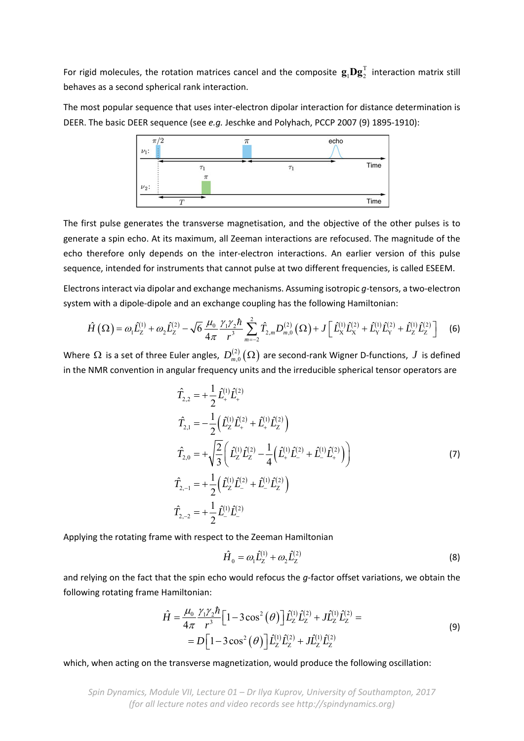For rigid molecules, the rotation matrices cancel and the composite $\mathbf{g}_1\mathbf{D}\mathbf{g}_2^{\mathrm{T}}$ interaction matrix still behaves as a second spherical rank interaction.

The most popular sequence that uses inter-electron dipolar interaction for distance determination is DEER. The basic DEER sequence (see *e.g.* Jeschke and Polyhach, PCCP 2007 (9) 1895-1910):

The first pulse generates the transverse magnetisation, and the objective of the other pulses is to generate a spin echo. At its maximum, all Zeeman interactions are refocused. The magnitude of the echo therefore only depends on the inter-electron interactions. An earlier version of this pulse sequence, intended for instruments that cannot pulse at two different frequencies, is called ESEEM.

Electrons interact via dipolar and exchange mechanisms. Assuming isotropic *g*-tensors, a two-electron system with a dipole-dipole and an exchange coupling has the following Hamiltonian:

$$\hat{H}(\Omega) = \omega_1 \hat{L}_{\mathrm{Z}}^{(1)} + \omega_2 \hat{L}_{\mathrm{Z}}^{(2)} - \sqrt{6}\frac{\mu_0}{4\pi}\frac{\gamma_1\gamma_2\hbar}{r^3}\sum_{m=-2}^{2}\hat{T}_{2,m}D_{m,0}^{(2)}(\Omega) + J\left[\hat{L}_{\mathrm{X}}^{(1)}\hat{L}_{\mathrm{X}}^{(2)} + \hat{L}_{\mathrm{Y}}^{(1)}\hat{L}_{\mathrm{Y}}^{(2)} + \hat{L}_{\mathrm{Z}}^{(1)}\hat{L}_{\mathrm{Z}}^{(2)}\right] \tag{6}$$

Where $\Omega$ is a set of three Euler angles, $D_{m,0}^{(2)}(\Omega)$ are second-rank Wigner D-functions, $J$ is defined in the NMR convention in angular frequency units and the irreducible spherical tensor operators are

$$\begin{aligned}
\hat{T}_{2,2} &= +\frac{1}{2}\hat{L}_{+}^{(1)}\hat{L}_{+}^{(2)} \\
\hat{T}_{2,1} &= -\frac{1}{2}\left(\hat{L}_{\mathrm{Z}}^{(1)}\hat{L}_{+}^{(2)} + \hat{L}_{+}^{(1)}\hat{L}_{\mathrm{Z}}^{(2)}\right) \\
\hat{T}_{2,0} &= +\sqrt{\frac{2}{3}}\left(\hat{L}_{\mathrm{Z}}^{(1)}\hat{L}_{\mathrm{Z}}^{(2)} - \frac{1}{4}\left(\hat{L}_{+}^{(1)}\hat{L}_{-}^{(2)} + \hat{L}_{-}^{(1)}\hat{L}_{+}^{(2)}\right)\right) \\
\hat{T}_{2,-1} &= +\frac{1}{2}\left(\hat{L}_{\mathrm{Z}}^{(1)}\hat{L}_{-}^{(2)} + \hat{L}_{-}^{(1)}\hat{L}_{\mathrm{Z}}^{(2)}\right) \\
\hat{T}_{2,-2} &= +\frac{1}{2}\hat{L}_{-}^{(1)}\hat{L}_{-}^{(2)}
\end{aligned} \tag{7}$$

Applying the rotating frame with respect to the Zeeman Hamiltonian

$$\hat{H}_0 = \omega_1 \hat{L}_{\mathrm{Z}}^{(1)} + \omega_2 \hat{L}_{\mathrm{Z}}^{(2)} \tag{8}$$

and relying on the fact that the spin echo would refocus the *g*-factor offset variations, we obtain the following rotating frame Hamiltonian:

$$\begin{aligned}
\hat{H} &= \frac{\mu_0}{4\pi}\frac{\gamma_1\gamma_2\hbar}{r^3}\left[1 - 3\cos^2(\theta)\right]\hat{L}_{\mathrm{Z}}^{(1)}\hat{L}_{\mathrm{Z}}^{(2)} + J\hat{L}_{\mathrm{Z}}^{(1)}\hat{L}_{\mathrm{Z}}^{(2)} = \\
&= D\left[1 - 3\cos^2(\theta)\right]\hat{L}_{\mathrm{Z}}^{(1)}\hat{L}_{\mathrm{Z}}^{(2)} + J\hat{L}_{\mathrm{Z}}^{(1)}\hat{L}_{\mathrm{Z}}^{(2)}
\end{aligned} \tag{9}$$

which, when acting on the transverse magnetization, would produce the following oscillation: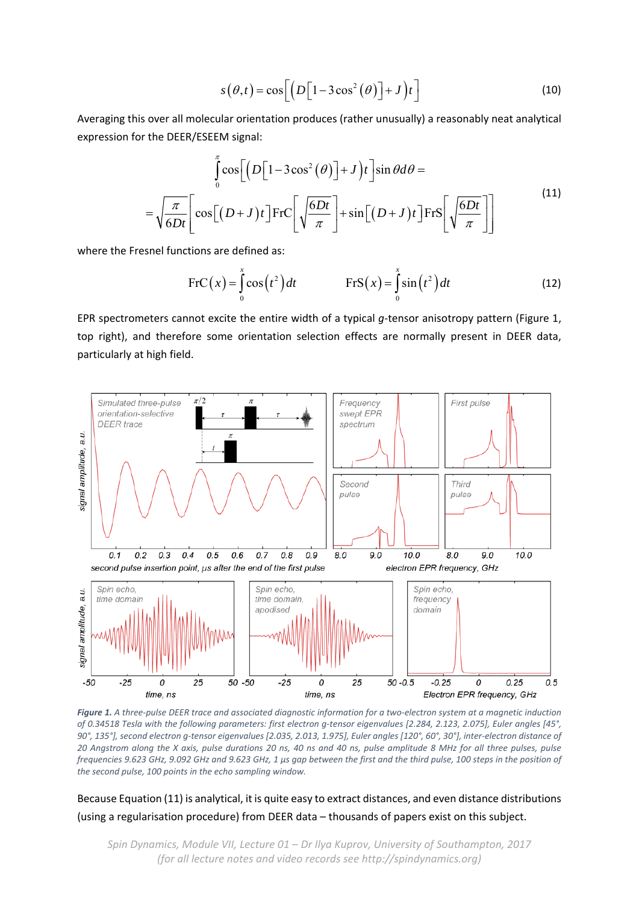$$s(\theta,t)=\cos\left[\left(D\left[1-3\cos^2(\theta)\right]+J\right)t\right] \tag{10}$$

Averaging this over all molecular orientation produces (rather unusually) a reasonably neat analytical expression for the DEER/ESEEM signal:

$$\int_0^\pi \cos\left[\left(D\left[1-3\cos^2(\theta)\right]+J\right)t\right]\sin\theta d\theta =$$
$$=\sqrt{\frac{\pi}{6Dt}}\left[\cos\left[(D+J)t\right]\mathrm{FrC}\left[\sqrt{\frac{6Dt}{\pi}}\right]+\sin\left[(D+J)t\right]\mathrm{FrS}\left[\sqrt{\frac{6Dt}{\pi}}\right]\right] \tag{11}$$

where the Fresnel functions are defined as:

$$\mathrm{FrC}(x)=\int_0^x \cos\left(t^2\right)dt \qquad \mathrm{FrS}(x)=\int_0^x \sin\left(t^2\right)dt \tag{12}$$

EPR spectrometers cannot excite the entire width of a typical *g*-tensor anisotropy pattern (Figure 1, top right), and therefore some orientation selection effects are normally present in DEER data, particularly at high field.

Simulated three-pulse orientation-selective DEER trace

π/2  π  τ  τ  π  t

signal amplitude, a.u.

0.1 0.2 0.3 0.4 0.5 0.6 0.7 0.8 0.9

second pulse insertion point, μs after the end of the first pulse

Frequency swept EPR spectrum

First pulse

Second pulse

Third pulse

8.0 9.0 10.0 8.0 9.0 10.0

electron EPR frequency, GHz

Spin echo, time domain

Spin echo, time domain, apodised

Spin echo, frequency domain

signal amplitude, a.u.

-50 -25 0 25 50 -50 -25 0 25 50 -0.5 -0.25 0 0.25 0.5

time, ns

time, ns

Electron EPR frequency, GHz

***Figure 1.*** *A three-pulse DEER trace and associated diagnostic information for a two-electron system at a magnetic induction of 0.34518 Tesla with the following parameters: first electron g-tensor eigenvalues [2.284, 2.123, 2.075], Euler angles [45°, 90°, 135°], second electron g-tensor eigenvalues [2.035, 2.013, 1.975], Euler angles [120°, 60°, 30°], inter-electron distance of 20 Angstrom along the X axis, pulse durations 20 ns, 40 ns and 40 ns, pulse amplitude 8 MHz for all three pulses, pulse frequencies 9.623 GHz, 9.092 GHz and 9.623 GHz, 1 μs gap between the first and the third pulse, 100 steps in the position of the second pulse, 100 points in the echo sampling window.*

Because Equation (11) is analytical, it is quite easy to extract distances, and even distance distributions (using a regularisation procedure) from DEER data – thousands of papers exist on this subject.